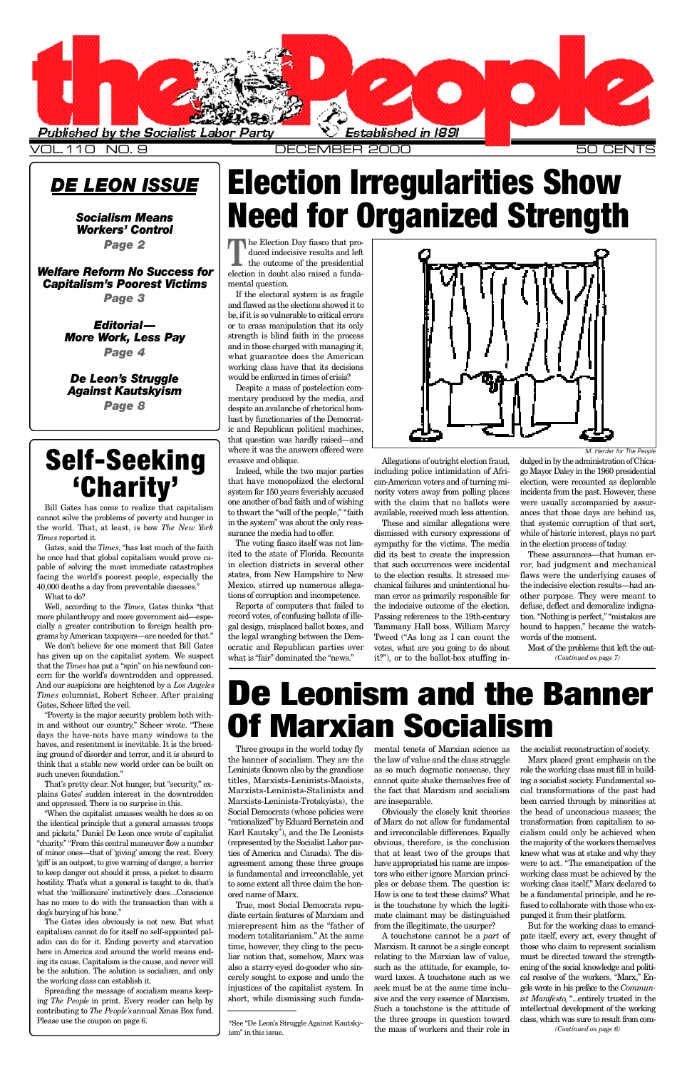# the People

Published by the Socialist Labor Party — Established in 1891

VOL. 110 NO. 9 — DECEMBER 2000 — 50 CENTS

## DE LEON ISSUE

***Socialism Means Workers' Control***
*Page 2*

***Welfare Reform No Success for Capitalism's Poorest Victims***
*Page 3*

***Editorial—More Work, Less Pay***
*Page 4*

***De Leon's Struggle Against Kautskyism***
*Page 8*

# Election Irregularities Show Need for Organized Strength

The Election Day fiasco that produced indecisive results and left the outcome of the presidential election in doubt also raised a fundamental question.

If the electoral system is as fragile and flawed as the elections showed it to be, if it is so vulnerable to critical errors or to crass manipulation that its only strength is blind faith in the process and in those charged with managing it, what guarantee does the American working class have that its decisions would be enforced in times of crisis?

Despite a mass of postelection commentary produced by the media, and despite an avalanche of rhetorical bombast by functionaries of the Democratic and Republican political machines, that question was hardly raised—and where it was the answers offered were evasive and oblique.

Indeed, while the two major parties that have monopolized the electoral system for 150 years feverishly accused one another of bad faith and of wishing to thwart the "will of the people," "faith in the system" was about the only reassurance the media had to offer.

The voting fiasco itself was not limited to the state of Florida. Recounts in election districts in several other states, from New Hampshire to New Mexico, stirred up numerous allegations of corruption and incompetence.

Reports of computers that failed to record votes, of confusing ballots of illegal design, misplaced ballot boxes, and the legal wrangling between the Democratic and Republican parties over what is "fair" dominated the "news."

*M. Herder for The People*

Allegations of outright election fraud, including police intimidation of African-American voters and of turning minority voters away from polling places with the claim that no ballots were available, received much less attention.

These and similar allegations were dismissed with cursory expressions of sympathy for the victims. The media did its best to create the impression that such occurrences were incidental to the election results. It stressed mechanical failures and unintentional human error as primarily responsible for the indecisive outcome of the election. Passing references to the 19th-century Tammany Hall boss, William Marcy Tweed ("As long as I can count the votes, what are you going to do about it?"), or to the ballot-box stuffing indulged in by the administration of Chicago Mayor Daley in the 1960 presidential election, were recounted as deplorable incidents from the past. However, these were usually accompanied by assurances that those days are behind us, that systemic corruption of that sort, while of historic interest, plays no part in the election process of today.

These assurances—that human error, bad judgment and mechanical flaws were the underlying causes of the indecisive election results—had another purpose. They were meant to defuse, deflect and demoralize indignation. "Nothing is perfect," "mistakes are bound to happen," became the watchwords of the moment.

Most of the problems that left the out-

*(Continued on page 7)*

# Self-Seeking 'Charity'

Bill Gates has come to realize that capitalism cannot solve the problems of poverty and hunger in the world. That, at least, is how *The New York Times* reported it.

Gates, said the *Times*, "has lost much of the faith he once had that global capitalism would prove capable of solving the most immediate catastrophes facing the world's poorest people, especially the 40,000 deaths a day from preventable diseases."

What to do?

Well, according to the *Times*, Gates thinks "that more philanthropy and more government aid—especially a greater contribution to foreign health programs by American taxpayers—are needed for that."

We don't believe for one moment that Bill Gates has given up on the capitalist system. We suspect that the *Times* has put a "spin" on his newfound concern for the world's downtrodden and oppressed. And our suspicions are heightened by a *Los Angeles Times* columnist, Robert Scheer. After praising Gates, Scheer lifted the veil.

"Poverty is the major security problem both within and without our country," Scheer wrote. "These days the have-nots have many windows to the haves, and resentment is inevitable. It is the breeding ground of disorder and terror, and it is absurd to think that a stable new world order can be built on such uneven foundation."

That's pretty clear. Not hunger, but "security," explains Gates' sudden interest in the downtrodden and oppressed. There is no surprise in this.

"When the capitalist amasses wealth he does so on the identical principle that a general amasses troops and pickets," Daniel De Leon once wrote of capitalist "charity." "From this central maneuver flow a number of minor ones—that of 'giving' among the rest. Every 'gift' is an outpost, to give warning of danger, a barrier to keep danger out should it press, a picket to disarm hostility. That's what a general is taught to do, that's what the 'millionaire' instinctively does....Conscience has no more to do with the transaction than with a dog's burying of his bone."

The Gates idea obviously is not new. But what capitalism cannot do for itself no self-appointed paladin can do for it. Ending poverty and starvation here in America and around the world means ending its cause. Capitalism is the cause, and never will be the solution. The solution is socialism, and only the working class can establish it.

Spreading the message of socialism means keeping *The People* in print. Every reader can help by contributing to *The People's* annual Xmas Box fund. Please use the coupon on page 6.

# De Leonism and the Banner Of Marxian Socialism

Three groups in the world today fly the banner of socialism. They are the Leninists (known also by the grandiose titles, Marxists-Leninists-Maoists, Marxists-Leninists-Stalinists and Marxists-Leninists-Trotskyists), the Social Democrats (whose policies were "rationalized" by Eduard Bernstein and Karl Kautsky*), and the De Leonists (represented by the Socialist Labor parties of America and Canada). The disagreement among these three groups is fundamental and irreconcilable, yet to some extent all three claim the honored name of Marx.

True, most Social Democrats repudiate certain features of Marxism and misrepresent him as the "father of modern totalitarianism." At the same time, however, they cling to the peculiar notion that, somehow, Marx was also a starry-eyed do-gooder who sincerely sought to expose and undo the injustices of the capitalist system. In short, while dismissing such fundamental tenets of Marxian science as the law of value and the class struggle as so much dogmatic nonsense, they cannot quite shake themselves free of the fact that Marxism and socialism are inseparable.

Obviously the closely knit theories of Marx do not allow for fundamental and irreconcilable differences. Equally obvious, therefore, is the conclusion that at least two of the groups that have appropriated his name are impostors who either ignore Marxian principles or debase them. The question is: How is one to test these claims? What is the touchstone by which the legitimate claimant may be distinguished from the illegitimate, the usurper?

A touchstone cannot be a *part* of Marxism. It cannot be a single concept relating to the Marxian law of value, such as the attitude, for example, toward taxes. A touchstone such as we seek must be at the same time inclusive and the very essence of Marxism. Such a touchstone is the attitude of the three groups in question toward the mass of workers and their role in the socialist reconstruction of society.

Marx placed great emphasis on the role the working class must fill in building a socialist society. Fundamental social transformations of the past had been carried through by minorities at the head of unconscious masses; the transformation from capitalism to socialism could only be achieved when the majority of the workers themselves knew what was at stake and why they were to act. "The emancipation of the working class must be achieved by the working class itself," Marx declared to be a fundamental principle, and he refused to collaborate with those who expunged it from their platform.

But for the working class to emancipate itself, every act, every thought of those who claim to represent socialism must be directed toward the strengthening of the social knowledge and political resolve of the workers. "Marx," Engels wrote in his preface to the *Communist Manifesto*, "...entirely trusted in the intellectual development of the working class, which was sure to result from com-

*(Continued on page 6)*

*See "De Leon's Struggle Against Kautskyism" in this issue.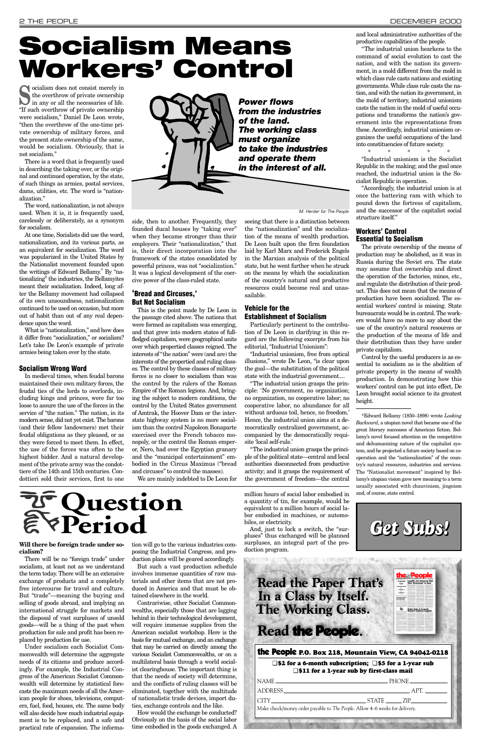# Socialism Means Workers' Control

Socialism does not consist merely in the overthrow of private ownership in any or all the necessaries of life. "If such overthrow of private ownership were socialism," Daniel De Leon wrote, "then the overthrow of the one-time private ownership of military forces, and the present state ownership of the same, would be socialism. Obviously, that is not socialism."

There is a word that is frequently used in describing the taking over, or the original and continued operation, by the state, of such things as armies, postal services, dams, utilities, etc. The word is "nationalization."

The word, nationalization, is not always used. When it is, it is frequently used, carelessly or deliberately, as a synonym for socialism.

At one time, Socialists did use the word, nationalization, and its various parts, as an equivalent for socialization. The word was popularized in the United States by the Nationalist movement founded upon the writings of Edward Bellamy.* By "nationalizing" the industries, the Bellamyites meant their socialization. Indeed, long after the Bellamy movement had collapsed of its own unsoundness, nationalization continued to be used on occasion, but more out of habit than out of any real dependence upon the word.

What is "nationalization," and how does it differ from "socialization," or socialism? Let's take De Leon's example of private armies being taken over by the state.

**Power flows from the industries of the land. The working class must organize to take the industries and operate them in the interest of all.**

M. Herder for The People

### Socialism Wrong Word

In medieval times, when feudal barons maintained their own military forces, the feudal ties of the lords to overlords, including kings and princes, were far too loose to assure the use of the forces in the service of "the nation." The nation, in its modern sense, did not yet exist. The barons (and their fellow landowners) met their feudal obligations as they pleased, or as they were forced to meet them. In effect, the use of the forces was often to the highest bidder. And a natural development of the private army was the condottiere of the 14th and 15th centuries. Condottieri sold their services, first to one side, then to another. Frequently, they founded ducal houses by "taking over" when they became stronger than their employers. Their "nationalization," that is, their direct incorporation into the framework of the states consolidated by new princes, was not "socialization." It was a logical development of the coercive power of the class-ruled state.

### 'Bread and Circuses,' But Not Socialism

This is the point made by De Leon in the passage cited above. The nations that were formed as capitalism was emerging, and that grew into modern states of full-fledged capitalism, were geographical units over which propertied classes reigned. The interests of "the nation" were (and are) the interests of the propertied and ruling classes. The control by these classes of military forces is no closer to socialism than was the control by the rulers of the Roman Empire of the Roman legions. And, bringing the subject to modern conditions, the control by the United States government of Amtrak, the Hoover Dam or the interstate highway system is no more socialism than the control Napoleon Bonaparte exercised over the French tobacco monopoly, or the control the Roman emperor, Nero, had over the Egyptian granary and the "municipal entertainment" embodied in the Circus Maximus ("bread and circuses") to control the masses).

We are mainly indebted to De Leon for seeing that there is a distinction between the "nationalization" and the socialization of the means of wealth production. De Leon built upon the firm foundation laid by Karl Marx and Frederick Engels in the Marxian analysis of the political state, but he went further when he struck on the means by which the socialization of the country's natural and productive resources could become real and unassailable.

### Vehicle for the Establishment of Socialism

Particularly pertinent to the contribution of De Leon in clarifying in this regard are the following excerpts from his editorial, "Industrial Unionism":

"Industrial unionism, free from optical illusions," wrote De Leon, "is clear upon the goal—the substitution of the political state with the industrial government....

"The industrial union grasps the principle: 'No government, no organization; no organization, no cooperative labor; no cooperative labor, no abundance for all without arduous toil, hence, no freedom.' Hence, the industrial union aims at a democratically centralized government, accompanied by the democratically requisite 'local self-rule.'

"The industrial union grasps the principle of the political state—central and local authorities disconnected from productive activity; and it grasps the requirement of the government of freedom—the central and local administrative authorities of the productive capabilities of the people.

"The industrial union hearkens to the command of social evolution to cast the nation, and with the nation its government, in a mold different from the mold in which class rule casts nations and existing governments. While class rule casts the nation, and with the nation its government, in the mold of territory, industrial unionism casts the nation in the mold of useful occupations and transforms the nation's government into the representations from these. Accordingly, industrial unionism organizes the useful occupations of the land into constituencies of future society.

\* \* \* \* \*

"Industrial unionism is the Socialist Republic in the making; and the goal once reached, the industrial union is the Socialist Republic in operation.

"Accordingly, the industrial union is at once the battering ram with which to pound down the fortress of capitalism, and the successor of the capitalist social structure itself."

### Workers' Control Essential to Socialism

The private ownership of the means of production may be abolished, as it was in Russia during the Soviet era. The state may assume that ownership and direct the operation of the factories, mines, etc., and regulate the distribution of their product. This does not mean that the means of production have been socialized. The essential workers' control is missing. State bureaucrats would be in control. The workers would have no more to say about the use of the country's natural resources or the production of the means of life and their distribution than they have under private capitalism.

Control by the useful producers is as essential to socialism as is the abolition of private property in the means of wealth production. In demonstrating how this workers' control can be put into effect, De Leon brought social science to its greatest height.

\*Edward Bellamy (1850–1898) wrote *Looking Backward*, a utopian novel that became one of the great literary successes of American fiction. Bellamy's novel focused attention on the competitive and dehumanizing nature of the capitalist system, and he projected a future society based on cooperation and the "nationalization" of the country's natural resources, industries and services. The "Nationalist movement" inspired by Bellamy's utopian vision gave new meaning to a term usually associated with chauvinism, jingoism and, of course, state control.

# Question Period

**Will there be foreign trade under socialism?**

There will be no "foreign trade" under socialism, at least not as we understand the term today. There will be an extensive exchange of products and a completely free intercourse for travel and culture. But "trade"—meaning the buying and selling of goods abroad, and implying an international struggle for markets and the disposal of vast surpluses of unsold goods—will be a thing of the past when production for sale and profit has been replaced by production for use.

Under socialism each Socialist Commonwealth will determine the aggregate needs of its citizens and produce accordingly. For example, the Industrial Congress of the American Socialist Commonwealth will determine by statistical forecasts the maximum needs of all the American people for shoes, televisions, computers, fuel, food, houses, etc. The same body will also decide how much industrial equipment is to be replaced, and a safe and practical rate of expansion. The information will go to the various industries composing the Industrial Congress, and production plans will be geared accordingly.

But such a vast production schedule involves immense quantities of raw materials and other items that are not produced in America and that must be obtained elsewhere in the world.

Contrariwise, other Socialist Commonwealths, especially those that are lagging behind in their technological development, will require immense supplies from the American socialist workshop. Here is the basis for mutual exchange, and an exchange that may be carried on directly among the various Socialist Commonwealths, or on a multilateral basis through a world socialist clearinghouse. The important thing is that the needs of society will determine, and the conflicts of ruling classes will be eliminated, together with the multitude of nationalistic trade devices, import duties, exchange controls and the like.

How would the exchange be conducted? Obviously on the basis of the social labor time embodied in the goods exchanged. A million hours of social labor embodied in a quantity of tin, for example, would be equivalent to a million hours of social labor embodied in machines, or automobiles, or electricity.

And, just to lock a switch, the "surpluses" thus exchanged will be planned surpluses, an integral part of the production program.

**Get Subs!**

**Read the Paper That's In a Class by Itself. The Working Class.**

**Read the People.**

**the People P.O. Box 218, Mountain View, CA 94042-0218**

❑ $2 for a 6-month subscription; ❑ $5 for a 1-year sub
❑ $11 for a 1-year sub by first-class mail

NAME ______________________ PHONE __________

ADDRESS ______________________ APT. ______

CITY ______________ STATE ______ ZIP ______

Make check/money order payable to *The People*. Allow 4–6 weeks for delivery.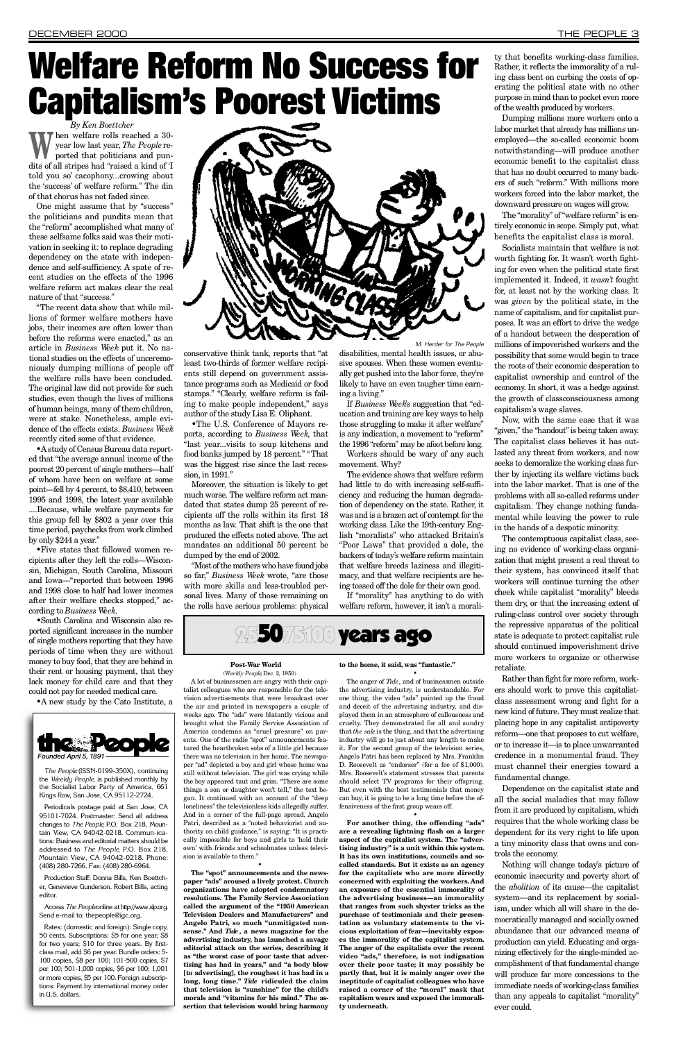# Welfare Reform No Success for Capitalism's Poorest Victims

*By Ken Boettcher*

When welfare rolls reached a 30-year low last year, *The People* reported that politicians and pundits of all stripes had "raised a kind of 'I told you so' cacophony...crowing about the 'success' of welfare reform." The din of that chorus has not faded since.

One might assume that by "success" the politicians and pundits mean that the "reform" accomplished what many of these selfsame folks said was their motivation in seeking it: to replace degrading dependency on the state with independence and self-sufficiency. A spate of recent studies on the effects of the 1996 welfare reform act makes clear the real nature of that "success."

"The recent data show that while millions of former welfare mothers have jobs, their incomes are often lower than before the reforms were enacted," as an article in *Business Week* put it. No national studies on the effects of unceremoniously dumping millions of people off the welfare rolls have been concluded. The original law did not provide for such studies, even though the lives of millions of human beings, many of them children, were at stake. Nonetheless, ample evidence of the effects exists. *Business Week* recently cited some of that evidence.

- A study of Census Bureau data reported that "the average annual income of the poorest 20 percent of single mothers—half of whom have been on welfare at some point—fell by 4 percent, to $8,410, between 1995 and 1998, the latest year available ....Because, while welfare payments for this group fell by $802 a year over this time period, paychecks from work climbed by only $244 a year."
- Five states that followed women recipients after they left the rolls—Wisconsin, Michigan, South Carolina, Missouri and Iowa—"reported that between 1996 and 1998 close to half had lower incomes after their welfare checks stopped," according to *Business Week*.
- South Carolina and Wisconsin also reported significant increases in the number of single mothers reporting that they have periods of time when they are without money to buy food, that they are behind in their rent or housing payment, that they lack money for child care and that they could not pay for needed medical care.
- A new study by the Cato Institute, a conservative think tank, reports that "at least two-thirds of former welfare recipients still depend on government assistance programs such as Medicaid or food stamps." "Clearly, welfare reform is failing to make people independent," says author of the study Lisa E. Oliphant.
- The U.S. Conference of Mayors reports, according to *Business Week*, that "last year...visits to soup kitchens and food banks jumped by 18 percent." "That was the biggest rise since the last recession, in 1991."

Moreover, the situation is likely to get much worse. The welfare reform act mandated that states dump 25 percent of recipients off the rolls within its first 18 months as law. That shift is the one that produced the effects noted above. The act mandates an additional 50 percent be dumped by the end of 2002.

"Most of the mothers who have found jobs so far," *Business Week* wrote, "are those with more skills and less-troubled personal lives. Many of those remaining on the rolls have serious problems: physical disabilities, mental health issues, or abusive spouses. When these women eventually get pushed into the labor force, they're likely to have an even tougher time earning a living."

If *Business Week*'s suggestion that "education and training are key ways to help those struggling to make it after welfare" is any indication, a movement to "reform" the 1996 "reform" may be afoot before long.

Workers should be wary of any such movement. Why?

The evidence shows that welfare reform had little to do with increasing self-sufficiency and reducing the human degradation of dependency on the state. Rather, it was and is a brazen act of contempt for the working class. Like the 19th-century English "moralists" who attacked Britain's "Poor Laws" that provided a dole, the backers of today's welfare reform maintain that welfare breeds laziness and illegitimacy, and that welfare recipients are being tossed off the dole for their own good.

If "morality" has anything to do with welfare reform, however, it isn't a morality that benefits working-class families. Rather, it reflects the immorality of a ruling class bent on curbing the costs of operating the political state with no other purpose in mind than to pocket even more of the wealth produced by workers.

Dumping millions more workers onto a labor market that already has millions unemployed—the so-called economic boom notwithstanding—will produce another economic benefit to the capitalist class that has no doubt occurred to many backers of such "reform." With millions more workers forced into the labor market, the downward pressure on wages will grow.

The "morality" of "welfare reform" is entirely economic in scope. Simply put, what benefits the capitalist class is moral.

Socialists maintain that welfare is not worth fighting for. It wasn't worth fighting for even when the political state first implemented it. Indeed, it *wasn't* fought for, at least not by the working class. It was *given* by the political state, in the name of capitalism, and for capitalist purposes. It was an effort to drive the wedge of a handout between the desperation of millions of impoverished workers and the possibility that some would begin to trace the roots of their economic desperation to capitalist ownership and control of the economy. In short, it was a hedge against the growth of classconsciousness among capitalism's wage slaves.

Now, with the same ease that it was "given," the "handout" is being taken away. The capitalist class believes it has outlasted any threat from workers, and now seeks to demoralize the working class further by injecting its welfare victims back into the labor market. That is one of the problems with all so-called reforms under capitalism. They change nothing fundamental while leaving the power to rule in the hands of a despotic minority.

The contemptuous capitalist class, seeing no evidence of working-class organization that might present a real threat to their system, has convinced itself that workers will continue turning the other cheek while capitalist "morality" bleeds them dry, or that the increasing extent of ruling-class control over society through the repressive apparatus of the political state is adequate to protect capitalist rule should continued impoverishment drive more workers to organize or otherwise retaliate.

Rather than fight for more reform, workers should work to prove this capitalist-class assessment wrong and fight for a new kind of future. They must realize that placing hope in any capitalist antipoverty reform—one that proposes to cut welfare, or to increase it—is to place unwarranted credence in a monumental fraud. They must channel their energies toward a fundamental change.

Dependence on the capitalist state and all the social maladies that may follow from it are produced by capitalism, which requires that the whole working class be dependent for its very right to life upon a tiny minority class that owns and controls the economy.

Nothing will change today's picture of economic insecurity and poverty short of the *abolition* of its cause—the capitalist system—and its replacement by socialism, under which all will share in the democratically managed and socially owned abundance that our advanced means of production can yield. Educating and organizing effectively for the single-minded accomplishment of that fundamental change will produce far more concessions to the immediate needs of working-class families than any appeals to capitalist "morality" ever could.

*M. Herder for The People*

## 25 50 75 100 years ago

**Post-War World**

(*Weekly People* Dec. 2, 1950)

A lot of businessmen are angry with their capitalist colleagues who are responsible for the television advertisements that were broadcast over the air and printed in newspapers a couple of weeks ago. The "ads" were blatantly vicious and brought what the Family Service Association of America condemns as "cruel pressure" on parents. One of the radio "spot" announcements featured the heartbroken sobs of a little girl because there was no television in her home. The newspaper "ad" depicted a boy and girl whose home was still without television. The girl was crying while the boy appeared taut and grim. "There are some things a son or daughter won't tell," the text began. It continued with an account of the "deep loneliness" the televisionless kids allegedly suffer. And in a corner of the full-page spread, Angelo Patri, described as a "noted behaviorist and authority on child guidance," is saying: "It is practically impossible for boys and girls to 'hold their own' with friends and schoolmates unless television is available to them."

•

**The "spot" announcements and the newspaper "ads" aroused a lively protest. Church organizations have adopted condemnatory resolutions. The Family Service Association called the argument of the "1950 American Television Dealers and Manufacturers" and Angelo Patri, so much "unmitigated nonsense." And *Tide*, a news magazine for the advertising industry, has launched a savage editorial attack on the series, describing it as "the worst case of poor taste that advertising has had in years," and "a body blow [to advertising], the roughest it has had in a long, long time." *Tide* ridiculed the claim that television is "sunshine" for the child's morals and "vitamins for his mind." The assertion that television would bring harmony to the home, it said, was "fantastic."**

•

The anger of *Tide*, and of businessmen outside the advertising industry, is understandable. For one thing, the video "ads" pointed up the fraud and deceit of the advertising industry, and displayed them in an atmosphere of callousness and cruelty. They demonstrated for all and sundry that *the sale* is the thing, and that the advertising industry will go to just about any length to make it. For the second group of the television series, Angelo Patri has been replaced by Mrs. Franklin D. Roosevelt as "endorser" (for a fee of $1,000). Mrs. Roosevelt's statement stresses that parents should select TV programs for their offspring. But even with the best testimonials that money can buy, it is going to be a long time before the offensiveness of the first group wears off.

•

**For another thing, the offending "ads" are a revealing lightning flash on a larger aspect of the capitalist system. The "advertising industry" is a unit within this system. It has its own institutions, councils and so-called standards. But it exists as an agency for the capitalists who are more directly concerned with exploiting the workers. And an exposure of the essential immorality of the advertising business—an immorality that ranges from such shyster tricks as the purchase of testimonials and their presentation as voluntary statements to the vicious exploitation of fear—inevitably exposes the immorality of the capitalist system. The anger of the capitalists over the recent video "ads," therefore, is not indignation over their poor taste; it may possibly be partly that, but it is mainly anger over the ineptitude of capitalist colleagues who have raised a corner of the "moral" mask that capitalism wears and exposed the immorality underneath.**

---

**the People**

*Founded April 5, 1891*

*The People* (ISSN-0199-350X), continuing the *Weekly People*, is published monthly by the Socialist Labor Party of America, 661 Kings Row, San Jose, CA 95112-2724.

Periodicals postage paid at San Jose, CA 95101-7024. Postmaster: Send all address changes to *The People*, P.O. Box 218, Mountain View, CA 94042-0218. Communications: Business and editorial matters should be addressed to *The People*, P.O. Box 218, Mountain View, CA 94042-0218. Phone: (408) 280-7266. Fax: (408) 280-6964.

Production Staff: Donna Bills, Ken Boettcher, Genevieve Gunderson. Robert Bills, acting editor.

Access *The People* online at http://www.slp.org. Send e-mail to: thepeople@igc.org.

Rates: (domestic and foreign): Single copy, 50 cents. Subscriptions: $5 for one year; $8 for two years; $10 for three years. By first-class mail, add $6 per year. Bundle orders: 5-100 copies, $8 per 100; 101-500 copies, $7 per 100; 501-1,000 copies, $6 per 100; 1,001 or more copies, $5 per 100. Foreign subscriptions: Payment by international money order in U.S. dollars.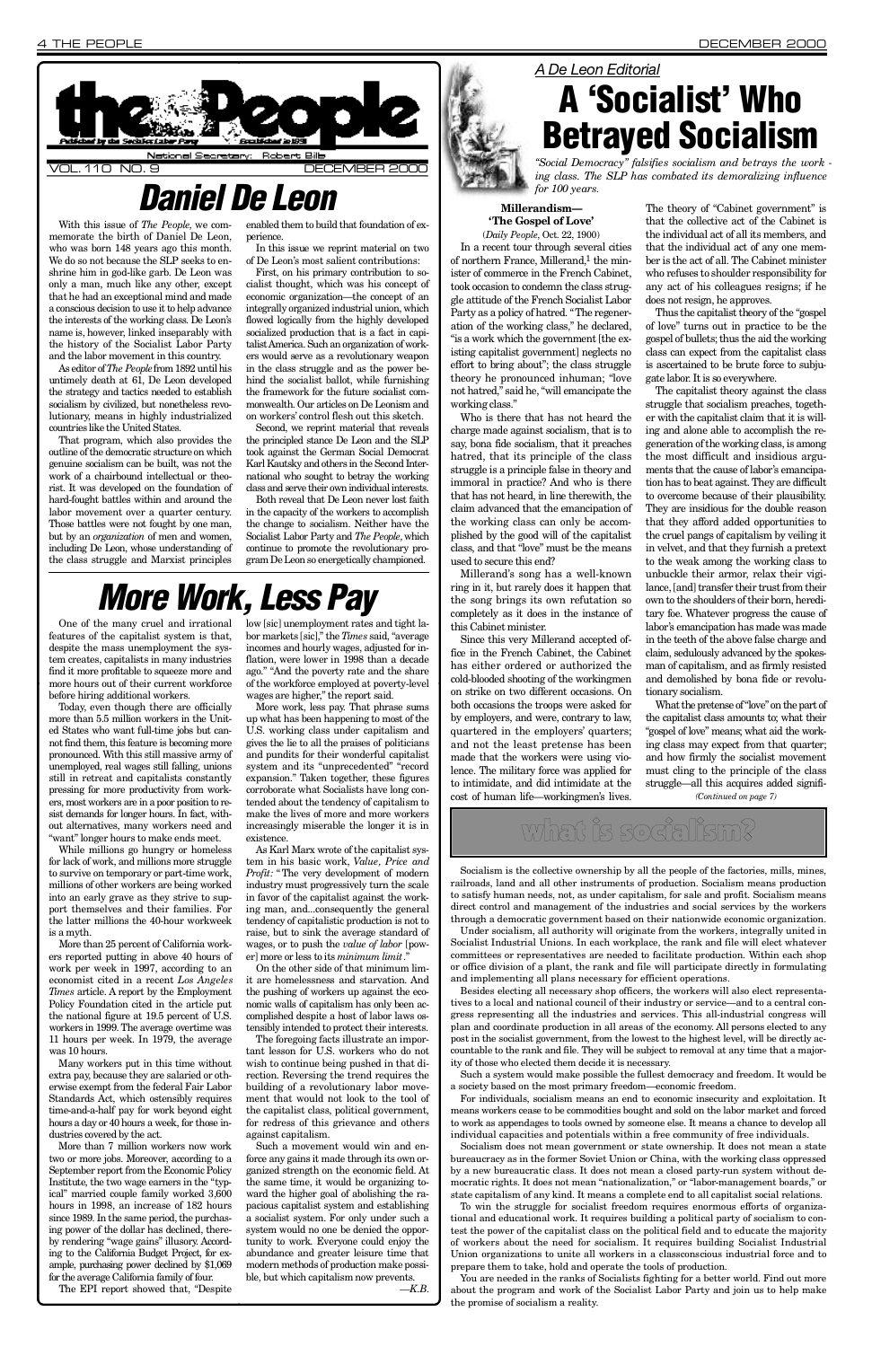# the People

*Published by the Socialist Labor Party* — *Established in 1891*

National Secretary: Robert Bills

VOL. 110 NO. 9 — DECEMBER 2000

# Daniel De Leon

With this issue of *The People*, we commemorate the birth of Daniel De Leon, who was born 148 years ago this month. We do so not because the SLP seeks to enshrine him in god-like garb. De Leon was only a man, much like any other, except that he had an exceptional mind and made a conscious decision to use it to help advance the interests of the working class. De Leon's name is, however, linked inseparably with the history of the Socialist Labor Party and the labor movement in this country.

As editor of *The People* from 1892 until his untimely death at 61, De Leon developed the strategy and tactics needed to establish socialism by civilized, but nonetheless revolutionary, means in highly industrialized countries like the United States.

That program, which also provides the outline of the democratic structure on which genuine socialism can be built, was not the work of a chairbound intellectual or theorist. It was developed on the foundation of hard-fought battles within and around the labor movement over a quarter century. Those battles were not fought by one man, but by an *organization* of men and women, including De Leon, whose understanding of the class struggle and Marxist principles enabled them to build that foundation of experience.

In this issue we reprint material on two of De Leon's most salient contributions:

First, on his primary contribution to socialist thought, which was his concept of economic organization—the concept of an integrally organized industrial union, which flowed logically from the highly developed socialized production that is a fact in capitalist America. Such an organization of workers would serve as a revolutionary weapon in the class struggle and as the power behind the socialist ballot, while furnishing the framework for the future socialist commonwealth. Our articles on De Leonism and on workers' control flesh out this sketch.

Second, we reprint material that reveals the principled stance De Leon and the SLP took against the German Social Democrat Karl Kautsky and others in the Second International who sought to betray the working class and serve their own individual interests.

Both reveal that De Leon never lost faith in the capacity of the workers to accomplish the change to socialism. Neither have the Socialist Labor Party and *The People*, which continue to promote the revolutionary program De Leon so energetically championed.

# More Work, Less Pay

One of the many cruel and irrational features of the capitalist system is that, despite the mass unemployment the system creates, capitalists in many industries find it more profitable to squeeze more and more hours out of their current workforce before hiring additional workers.

Today, even though there are officially more than 5.5 million workers in the United States who want full-time jobs but cannot find them, this feature is becoming more pronounced. With this still massive army of unemployed, real wages still falling, unions still in retreat and capitalists constantly pressing for more productivity from workers, most workers are in a poor position to resist demands for longer hours. In fact, without alternatives, many workers need and "want" longer hours to make ends meet.

While millions go hungry or homeless for lack of work, and millions more struggle to survive on temporary or part-time work, millions of other workers are being worked into an early grave as they strive to support themselves and their families. For the latter millions the 40-hour workweek is a myth.

More than 25 percent of California workers reported putting in above 40 hours of work per week in 1997, according to an economist cited in a recent *Los Angeles Times* article. A report by the Employment Policy Foundation cited in the article put the national figure at 19.5 percent of U.S. workers in 1999. The average overtime was 11 hours per week. In 1979, the average was 10 hours.

Many workers put in this time without extra pay, because they are salaried or otherwise exempt from the federal Fair Labor Standards Act, which ostensibly requires time-and-a-half pay for work beyond eight hours a day or 40 hours a week, for those industries covered by the act.

More than 7 million workers now work two or more jobs. Moreover, according to a September report from the Economic Policy Institute, the two wage earners in the "typical" married couple family worked 3,600 hours in 1998, an increase of 182 hours since 1989. In the same period, the purchasing power of the dollar has declined, thereby rendering "wage gains" illusory. According to the California Budget Project, for example, purchasing power declined by $1,069 for the average California family of four.

The EPI report showed that, "Despite low [sic] unemployment rates and tight labor markets [sic]," the *Times* said, "average incomes and hourly wages, adjusted for inflation, were lower in 1998 than a decade ago." "And the poverty rate and the share of the workforce employed at poverty-level wages are higher," the report said.

More work, less pay. That phrase sums up what has been happening to most of the U.S. working class under capitalism and gives the lie to all the praises of politicians and pundits for their wonderful capitalist system and its "unprecedented" "record expansion." Taken together, these figures corroborate what Socialists have long contended about the tendency of capitalism to make the lives of more and more workers increasingly miserable the longer it is in existence.

As Karl Marx wrote of the capitalist system in his basic work, *Value, Price and Profit*: "The very development of modern industry must progressively turn the scale in favor of the capitalist against the working man, and...consequently the general tendency of capitalistic production is not to raise, but sink the average standard of wages, or to push the *value of labor* [power] more or less to its *minimum limit*."

On the other side of that minimum limit are homelessness and starvation. And the pushing of workers up against the economic walls of capitalism has only been accomplished despite a host of labor laws ostensibly intended to protect their interests.

The foregoing facts illustrate an important lesson for U.S. workers who do not wish to continue being pushed in that direction. Reversing the trend requires the building of a revolutionary labor movement that would not look to the tool of the capitalist class, political government, for redress of this grievance and others against capitalism.

Such a movement would win and enforce any gains it made through its own organized strength on the economic field. At the same time, it would be organizing toward the higher goal of abolishing the rapacious capitalist system and establishing a socialist system. For only under such a system would no one be denied the opportunity to work. Everyone could enjoy the abundance and greater leisure time that modern methods of production make possible, but which capitalism now prevents.

—*K.B.*

*A De Leon Editorial*

# A 'Socialist' Who Betrayed Socialism

*"Social Democracy" falsifies socialism and betrays the working class. The SLP has combated its demoralizing influence for 100 years.*

**Millerandism—**
**'The Gospel of Love'**

(*Daily People*, Oct. 22, 1900)

In a recent tour through several cities of northern France, Millerand,[1] the minister of commerce in the French Cabinet, took occasion to condemn the class struggle attitude of the French Socialist Labor Party as a policy of hatred. "The regeneration of the working class," he declared, "is a work which the government [the existing capitalist government] neglects no effort to bring about"; the class struggle theory he pronounced inhuman; "love not hatred," said he, "will emancipate the working class."

Who is there that has not heard the charge made against socialism, that is to say, bona fide socialism, that it preaches hatred, that its principle of the class struggle is a principle false in theory and immoral in practice? And who is there that has not heard, in line therewith, the claim advanced that the emancipation of the working class can only be accomplished by the good will of the capitalist class, and that "love" must be the means used to secure this end?

Millerand's song has a well-known ring in it, but rarely does it happen that the song brings its own refutation so completely as it does in the instance of this Cabinet minister.

Since this very Millerand accepted office in the French Cabinet, the Cabinet has either ordered or authorized the cold-blooded shooting of the workingmen on strike on two different occasions. On both occasions the troops were asked for by employers, and were, contrary to law, quartered in the employers' quarters; and not the least pretense has been made that the workers were using violence. The military force was applied for to intimidate, and did intimidate at the cost of human life—workingmen's lives.

The theory of "Cabinet government" is that the collective act of the Cabinet is the individual act of all its members, and that the individual act of any one member is the act of all. The Cabinet minister who refuses to shoulder responsibility for any act of his colleagues resigns; if he does not resign, he approves.

Thus the capitalist theory of the "gospel of love" turns out in practice to be the gospel of bullets; thus the aid the working class can expect from the capitalist class is ascertained to be brute force to subjugate labor. It is so everywhere.

The capitalist theory against the class struggle that socialism preaches, together with the capitalist claim that it is willing and alone able to accomplish the regeneration of the working class, is among the most difficult and insidious arguments that the cause of labor's emancipation has to beat against. They are difficult to overcome because of their plausibility. They are insidious for the double reason that they afford added opportunities to the cruel pangs of capitalism by veiling it in velvet, and that they furnish a pretext to the weak among the working class to unbuckle their armor, relax their vigilance, [and] transfer their trust from their own to the shoulders of their born, hereditary foe. Whatever progress the cause of labor's emancipation has made was made in the teeth of the above false charge and claim, sedulously advanced by the spokesman of capitalism, and as firmly resisted and demolished by bona fide or revolutionary socialism.

What the pretense of "love" on the part of the capitalist class amounts to; what their "gospel of love" means; what aid the working class may expect from that quarter; and how firmly the socialist movement must cling to the principle of the class struggle—all this acquires added signifi-

*(Continued on page 7)*

## what is socialism?

Socialism is the collective ownership by all the people of the factories, mills, mines, railroads, land and all other instruments of production. Socialism means production to satisfy human needs, not, as under capitalism, for sale and profit. Socialism means direct control and management of the industries and social services by the workers through a democratic government based on their nationwide economic organization.

Under socialism, all authority will originate from the workers, integrally united in Socialist Industrial Unions. In each workplace, the rank and file will elect whatever committees or representatives are needed to facilitate production. Within each shop or office division of a plant, the rank and file will participate directly in formulating and implementing all plans necessary for efficient operations.

Besides electing all necessary shop officers, the workers will also elect representatives to a local and national council of their industry or service—and to a central congress representing all the industries and services. This all-industrial congress will plan and coordinate production in all areas of the economy. All persons elected to any post in the socialist government, from the lowest to the highest level, will be directly accountable to the rank and file. They will be subject to removal at any time that a majority of those who elected them decide it is necessary.

Such a system would make possible the fullest democracy and freedom. It would be a society based on the most primary freedom—economic freedom.

For individuals, socialism means an end to economic insecurity and exploitation. It means workers cease to be commodities bought and sold on the labor market and forced to work as appendages to tools owned by someone else. It means a chance to develop all individual capacities and potentials within a free community of free individuals.

Socialism does not mean government or state ownership. It does not mean a state bureaucracy as in the former Soviet Union or China, with the working class oppressed by a new bureaucratic class. It does not mean a closed party-run system without democratic rights. It does not mean "nationalization," or "labor-management boards," or state capitalism of any kind. It means a complete end to all capitalist social relations.

To win the struggle for socialist freedom requires enormous efforts of organizational and educational work. It requires building a political party of socialism to contest the power of the capitalist class on the political field and to educate the majority of workers about the need for socialism. It requires building Socialist Industrial Union organizations to unite all workers in a classconscious industrial force and to prepare them to take, hold and operate the tools of production.

You are needed in the ranks of Socialists fighting for a better world. Find out more about the program and work of the Socialist Labor Party and join us to help make the promise of socialism a reality.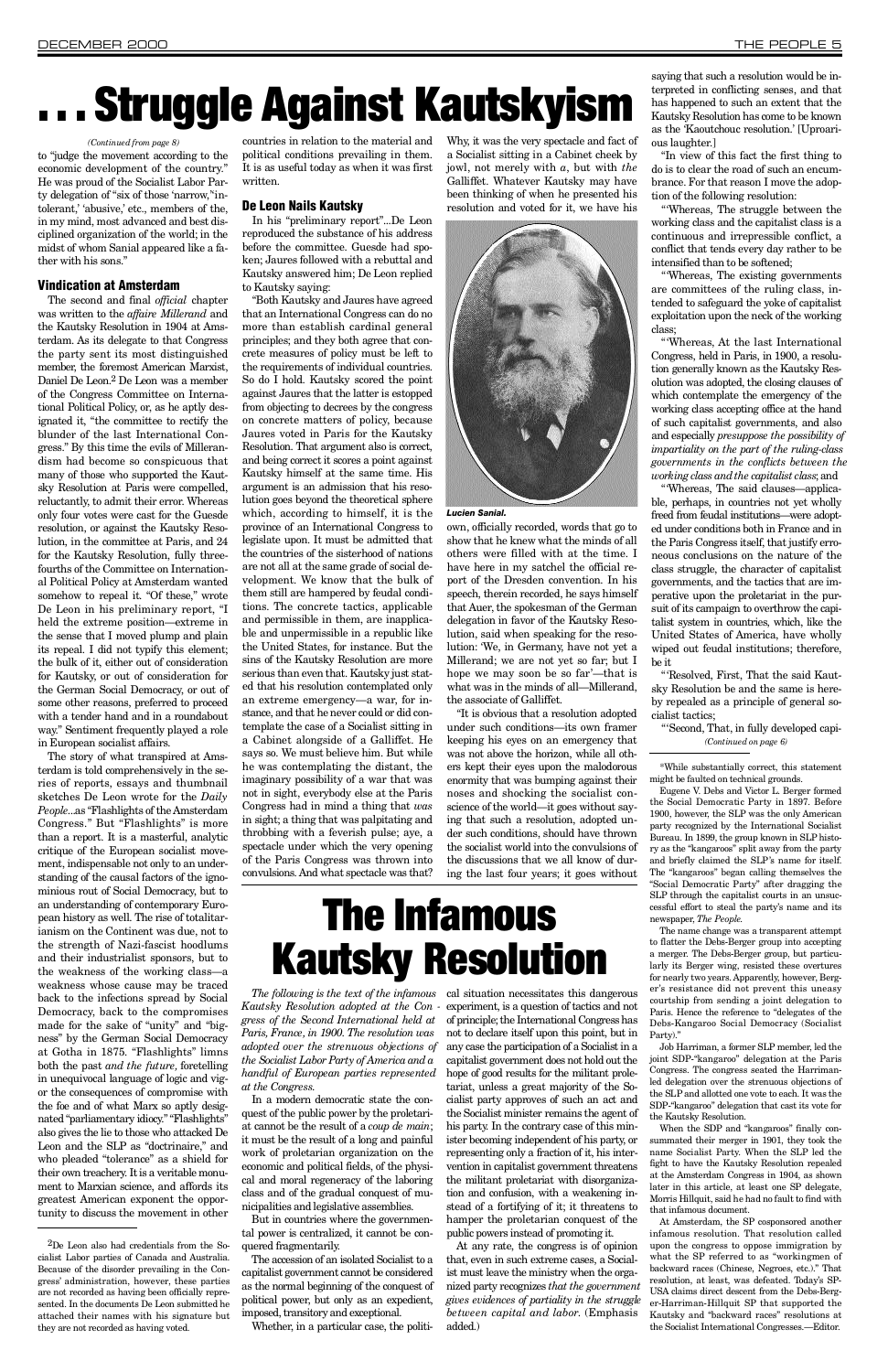# . . . Struggle Against Kautskyism

*(Continued from page 8)*

to "judge the movement according to the economic development of the country." He was proud of the Socialist Labor Party delegation of "six of those 'narrow,' 'intolerant,' 'abusive,' etc., members of the, in my mind, most advanced and best disciplined organization of the world; in the midst of whom Sanial appeared like a father with his sons."

### Vindication at Amsterdam

The second and final *official* chapter was written to the *affaire Millerand* and the Kautsky Resolution in 1904 at Amsterdam. As its delegate to that Congress the party sent its most distinguished member, the foremost American Marxist, Daniel De Leon.[2] De Leon was a member of the Congress Committee on International Political Policy, or, as he aptly designated it, "the committee to rectify the blunder of the last International Congress." By this time the evils of Millerandism had become so conspicuous that many of those who supported the Kautsky Resolution at Paris were compelled, reluctantly, to admit their error. Whereas only four votes were cast for the Guesde resolution, or against the Kautsky Resolution, in the committee at Paris, and 24 for the Kautsky Resolution, fully three-fourths of the Committee on International Political Policy at Amsterdam wanted somehow to repeal it. "Of these," wrote De Leon in his preliminary report, "I held the extreme position—extreme in the sense that I moved plump and plain its repeal. I did not typify this element; the bulk of it, either out of consideration for Kautsky, or out of consideration for the German Social Democracy, or out of some other reasons, preferred to proceed with a tender hand and in a roundabout way." Sentiment frequently played a role in European socialist affairs.

The story of what transpired at Amsterdam is told comprehensively in the series of reports, essays and thumbnail sketches De Leon wrote for the *Daily People*...as "Flashlights of the Amsterdam Congress." But "Flashlights" is more than a report. It is a masterful, analytic critique of the European socialist movement, indispensable not only to an understanding of the causal factors of the ignominious rout of Social Democracy, but to an understanding of contemporary European history as well. The rise of totalitarianism on the Continent was due, not to the strength of Nazi-fascist hoodlums and their industrialist sponsors, but to the weakness of the working class—a weakness whose cause may be traced back to the infections spread by Social Democracy, back to the compromises made for the sake of "unity" and "bigness" by the German Social Democracy at Gotha in 1875. "Flashlights" limns both the past *and the future*, foretelling in unequivocal language of logic and vigor the consequences of compromise with the foe and of what Marx so aptly designated "parliamentary idiocy." "Flashlights" also gives the lie to those who attacked De Leon and the SLP as "doctrinaire," and who pleaded "tolerance" as a shield for their own treachery. It is a veritable monument to Marxian science, and affords its greatest American exponent the opportunity to discuss the movement in other countries in relation to the material and political conditions prevailing in them. It is as useful today as it was when it was first written.

### De Leon Nails Kautsky

In his "preliminary report"...De Leon reproduced the substance of his address before the committee. Guesde had spoken; Jaures followed with a rebuttal and Kautsky answered him; De Leon replied to Kautsky saying:

"Both Kautsky and Jaures have agreed that an International Congress can do no more than establish cardinal general principles; and they both agree that concrete measures of policy must be left to the requirements of individual countries. So do I hold. Kautsky scored the point against Jaures that the latter is estopped from objecting to decrees by the congress on concrete matters of policy, because Jaures voted in Paris for the Kautsky Resolution. That argument also is correct, and being correct it scores a point against Kautsky himself at the same time. His argument is an admission that his resolution goes beyond the theoretical sphere which, according to himself, it is the province of an International Congress to legislate upon. It must be admitted that the countries of the sisterhood of nations are not all at the same grade of social development. We know that the bulk of them still are hampered by feudal conditions. The concrete tactics, applicable and permissible in them, are inapplicable and unpermissible in a republic like the United States, for instance. But the sins of the Kautsky Resolution are more serious than even that. Kautsky just stated that his resolution contemplated only an extreme emergency—a war, for instance, and that he never could or did contemplate the case of a Socialist sitting in a Cabinet alongside of a Galliffet. He says so. We must believe him. But while he was contemplating the distant, the imaginary possibility of a war that was not in sight, everybody else at the Paris Congress had in mind a thing that *was* in sight; a thing that was palpitating and throbbing with a feverish pulse; aye, a spectacle under which the very opening of the Paris Congress was thrown into convulsions. And what spectacle was that? Why, it was the very spectacle and fact of a Socialist sitting in a Cabinet cheek by jowl, not merely with *a*, but with *the* Galliffet. Whatever Kautsky may have been thinking of when he presented his resolution and voted for it, we have his own, officially recorded, words that go to show that he knew what the minds of all others were filled with at the time. I have here in my satchel the official report of the Dresden convention. In his speech, therein recorded, he says himself that Auer, the spokesman of the German delegation in favor of the Kautsky Resolution, said when speaking for the resolution: 'We, in Germany, have not yet a Millerand; we are not yet so far; but I hope we may soon be so far'—that is what was in the minds of all—Millerand, the associate of Galliffet.

*Lucien Sanial.*

"It is obvious that a resolution adopted under such conditions—its own framer keeping his eyes on an emergency that was not above the horizon, while all others kept their eyes upon the malodorous enormity that was bumping against their noses and shocking the socialist conscience of the world—it goes without saying that such a resolution, adopted under such conditions, should have thrown the socialist world into the convulsions of the discussions that we all know of during the last four years; it goes without saying that such a resolution would be interpreted in conflicting senses, and that has happened to such an extent that the Kautsky Resolution has come to be known as the 'Kaoutchouc resolution.' [Uproarious laughter.]

"In view of this fact the first thing to do is to clear the road of such an encumbrance. For that reason I move the adoption of the following resolution:

"'Whereas, The struggle between the working class and the capitalist class is a continuous and irrepressible conflict, a conflict that tends every day rather to be intensified than to be softened;

"'Whereas, The existing governments are committees of the ruling class, intended to safeguard the yoke of capitalist exploitation upon the neck of the working class;

"'Whereas, At the last International Congress, held in Paris, in 1900, a resolution generally known as the Kautsky Resolution was adopted, the closing clauses of which contemplate the emergency of the working class accepting office at the hand of such capitalist governments, and also and especially *presuppose the possibility of impartiality on the part of the ruling-class governments in the conflicts between the working class and the capitalist class*; and

"'Whereas, The said clauses—applicable, perhaps, in countries not yet wholly freed from feudal institutions—were adopted under conditions both in France and in the Paris Congress itself, that justify erroneous conclusions on the nature of the class struggle, the character of capitalist governments, and the tactics that are imperative upon the proletariat in the pursuit of its campaign to overthrow the capitalist system in countries, which, like the United States of America, have wholly wiped out feudal institutions; therefore, be it

"'Resolved, First, That the said Kautsky Resolution be and the same is hereby repealed as a principle of general socialist tactics;

"'Second, That, in fully developed capi-

*(Continued on page 6)*

# The Infamous Kautsky Resolution

*The following is the text of the infamous Kautsky Resolution adopted at the Congress of the Second International held at Paris, France, in 1900. The resolution was adopted over the strenuous objections of the Socialist Labor Party of America and a handful of European parties represented at the Congress.*

In a modern democratic state the conquest of the public power by the proletariat cannot be the result of a *coup de main*; it must be the result of a long and painful work of proletarian organization on the economic and political fields, of the physical and moral regeneracy of the laboring class and of the gradual conquest of municipalities and legislative assemblies.

But in countries where the governmental power is centralized, it cannot be conquered fragmentarily.

The accession of an isolated Socialist to a capitalist government cannot be considered as the normal beginning of the conquest of political power, but only as an expedient, imposed, transitory and exceptional.

Whether, in a particular case, the political situation necessitates this dangerous experiment, is a question of tactics and not of principle; the International Congress has not to declare itself upon this point, but in any case the participation of a Socialist in a capitalist government does not hold out the hope of good results for the militant proletariat, unless a great majority of the Socialist party approves of such an act and the Socialist minister remains the agent of his party. In the contrary case of this minister becoming independent of his party, or representing only a fraction of it, his intervention in capitalist government threatens the militant proletariat with disorganization and confusion, with a weakening instead of a fortifying of it; it threatens to hamper the proletarian conquest of the public powers instead of promoting it.

At any rate, the congress is of opinion that, even in such extreme cases, a Socialist must leave the ministry when the organized party recognizes *that the government gives evidences of partiality in the struggle between capital and labor*. (Emphasis added.)

---

[2] De Leon also had credentials from the Socialist Labor parties of Canada and Australia. Because of the disorder prevailing in the Congress' administration, however, these parties are not recorded as having been officially represented. In the documents De Leon submitted he attached their names with his signature but they are not recorded as having voted.

\*While substantially correct, this statement might be faulted on technical grounds.

Eugene V. Debs and Victor L. Berger formed the Social Democratic Party in 1897. Before 1900, however, the SLP was the only American party recognized by the International Socialist Bureau. In 1899, the group known in SLP history as the "kangaroos" split away from the party and briefly claimed the SLP's name for itself. The "kangaroos" began calling themselves the "Social Democratic Party" after dragging the SLP through the capitalist courts in an unsuccessful effort to steal the party's name and its newspaper, *The People*.

The name change was a transparent attempt to flatter the Debs-Berger group into accepting a merger. The Debs-Berger group, but particularly its Berger wing, resisted these overtures for nearly two years. Apparently, however, Berger's resistance did not prevent this uneasy courtship from sending a joint delegation to Paris. Hence the reference to "delegates of the Debs-Kangaroo Social Democracy (Socialist Party)."

Job Harriman, a former SLP member, led the joint SDP-"kangaroo" delegation at the Paris Congress. The congress seated the Harriman-led delegation over the strenuous objections of the SLP and allotted one vote to each. It was the SDP-"kangaroo" delegation that cast its vote for the Kautsky Resolution.

When the SDP and "kangaroos" finally consummated their merger in 1901, they took the name Socialist Party. When the SLP led the fight to have the Kautsky Resolution repealed at the Amsterdam Congress in 1904, as shown later in this article, at least one SP delegate, Morris Hillquit, said he had no fault to find with that infamous document.

At Amsterdam, the SP cosponsored another infamous resolution. That resolution called upon the congress to oppose immigration by what the SP referred to as "workingmen of backward races (Chinese, Negroes, etc.)." That resolution, at least, was defeated. Today's SP-USA claims direct descent from the Debs-Berger-Harriman-Hillquit SP that supported the Kautsky and "backward races" resolutions at the Socialist International Congresses.—Editor.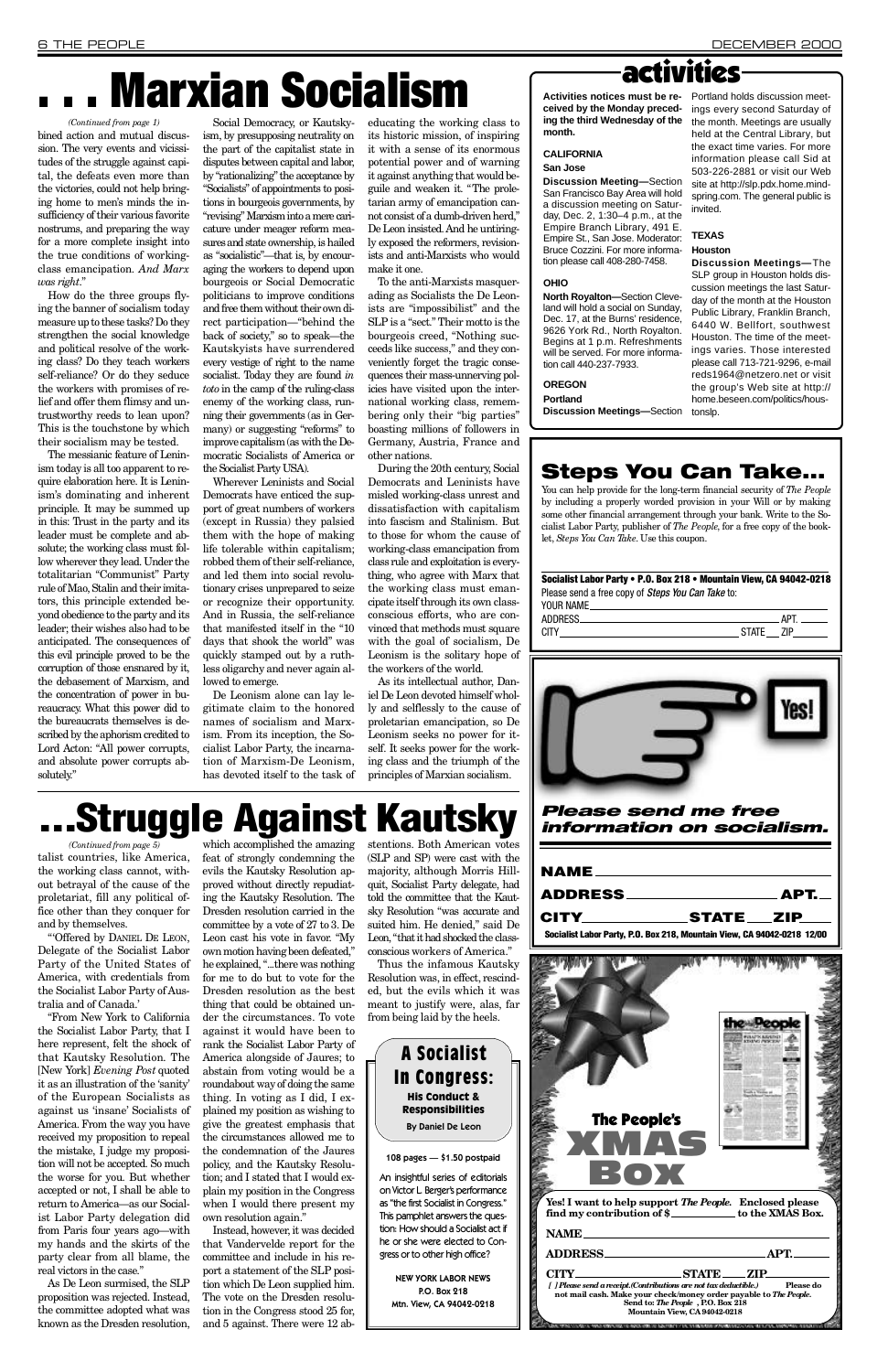# . . . Marxian Socialism

*(Continued from page 1)*

bined action and mutual discussion. The very events and vicissitudes of the struggle against capital, the defeats even more than the victories, could not help bringing home to men's minds the insufficiency of their various favorite nostrums, and preparing the way for a more complete insight into the true conditions of working-class emancipation. *And Marx was right*."

How do the three groups flying the banner of socialism today measure up to these tasks? Do they strengthen the social knowledge and political resolve of the working class? Do they teach workers self-reliance? Or do they seduce the workers with promises of relief and offer them flimsy and untrustworthy reeds to lean upon? This is the touchstone by which their socialism may be tested.

The messianic feature of Leninism today is all too apparent to require elaboration here. It is Leninism's dominating and inherent principle. It may be summed up in this: Trust in the party and its leader must be complete and absolute; the working class must follow wherever they lead. Under the totalitarian "Communist" Party rule of Mao, Stalin and their imitators, this principle extended beyond obedience to the party and its leader; their wishes also had to be anticipated. The consequences of this evil principle proved to be the corruption of those ensnared by it, the debasement of Marxism, and the concentration of power in bureaucracy. What this power did to the bureaucrats themselves is described by the aphorism credited to Lord Acton: "All power corrupts, and absolute power corrupts absolutely."

Social Democracy, or Kautskyism, by presupposing neutrality on the part of the capitalist state in disputes between capital and labor, by "rationalizing" the acceptance by "Socialists" of appointments to positions in bourgeois governments, by "revising" Marxism into a mere caricature under meager reform measures and state ownership, is hailed as "socialistic"—that is, by encouraging the workers to depend upon bourgeois or Social Democratic politicians to improve conditions and free them without their own direct participation—"behind the back of society," so to speak—the Kautskyists have surrendered every vestige of right to the name socialist. Today they are found *in toto* in the camp of the ruling-class enemy of the working class, running their governments (as in Germany) or suggesting "reforms" to improve capitalism (as with the Democratic Socialists of America or the Socialist Party USA).

Wherever Leninists and Social Democrats have enticed the support of great numbers of workers (except in Russia) they palsied them with the hope of making life tolerable within capitalism; robbed them of their self-reliance, and led them into social revolutionary crises unprepared to seize or recognize their opportunity. And in Russia, the self-reliance that manifested itself in the "10 days that shook the world" was quickly stamped out by a ruthless oligarchy and never again allowed to emerge.

De Leonism alone can lay legitimate claim to the honored names of socialism and Marxism. From its inception, the Socialist Labor Party, the incarnation of Marxism-De Leonism, has devoted itself to the task of educating the working class to its historic mission, of inspiring it with a sense of its enormous potential power and of warning it against anything that would beguile and weaken it. "The proletarian army of emancipation cannot consist of a dumb-driven herd," De Leon insisted. And he untiringly exposed the reformers, revisionists and anti-Marxists who would make it one.

To the anti-Marxists masquerading as Socialists the De Leonists are "impossibilist" and the SLP is a "sect." Their motto is the bourgeois creed, "Nothing succeeds like success," and they conveniently forget the tragic consequences their mass-unnerving policies have visited upon the international working class, remembering only their "big parties" boasting millions of followers in Germany, Austria, France and other nations.

During the 20th century, Social Democrats and Leninists have misled working-class unrest and dissatisfaction with capitalism into fascism and Stalinism. But to those for whom the cause of working-class emancipation from class rule and exploitation is everything, who agree with Marx that the working class must emancipate itself through its own class-conscious efforts, who are convinced that methods must square with the goal of socialism, De Leonism is the solitary hope of the workers of the world.

As its intellectual author, Daniel De Leon devoted himself wholly and selflessly to the cause of proletarian emancipation, so De Leonism seeks no power for itself. It seeks power for the working class and the triumph of the principles of Marxian socialism.

# activities

**Activities notices must be received by the Monday preceding the third Wednesday of the month.**

## CALIFORNIA

### San Jose

**Discussion Meeting—**Section San Francisco Bay Area will hold a discussion meeting on Saturday, Dec. 2, 1:30–4 p.m., at the Empire Branch Library, 491 E. Empire St., San Jose. Moderator: Bruce Cozzini. For more information please call 408-280-7458.

## OHIO

**North Royalton—**Section Cleveland will hold a social on Sunday, Dec. 17, at the Burns' residence, 9626 York Rd., North Royalton. Begins at 1 p.m. Refreshments will be served. For more information call 440-237-7933.

## OREGON

### Portland

**Discussion Meetings—**Section Portland holds discussion meetings every second Saturday of the month. Meetings are usually held at the Central Library, but the exact time varies. For more information please call Sid at 503-226-2881 or visit our Web site at http://slp.pdx.home.mindspring.com. The general public is invited.

## TEXAS

### Houston

**Discussion Meetings—**The SLP group in Houston holds discussion meetings the last Saturday of the month at the Houston Public Library, Franklin Branch, 6440 W. Bellfort, southwest Houston. The time of the meetings varies. Those interested please call 713-721-9296, e-mail reds1964@netzero.net or visit the group's Web site at http://home.beseen.com/politics/houstonslp.

# Steps You Can Take...

You can help provide for the long-term financial security of *The People* by including a properly worded provision in your Will or by making some other financial arrangement through your bank. Write to the Socialist Labor Party, publisher of *The People*, for a free copy of the booklet, *Steps You Can Take*. Use this coupon.

**Socialist Labor Party • P.O. Box 218 • Mountain View, CA 94042-0218**

Please send a free copy of *Steps You Can Take* to:

YOUR NAME\_\_\_\_\_\_\_\_\_\_

ADDRESS\_\_\_\_\_\_\_\_\_\_ APT.\_\_\_\_

CITY\_\_\_\_\_\_\_\_\_\_ STATE\_\_\_ ZIP\_\_\_\_

Yes!

***Please send me free information on socialism.***

**NAME**\_\_\_\_\_\_\_\_\_\_

**ADDRESS**\_\_\_\_\_\_\_\_\_\_ **APT.**\_\_\_\_

**CITY**\_\_\_\_\_\_\_\_\_\_ **STATE**\_\_\_ **ZIP**\_\_\_\_

**Socialist Labor Party, P.O. Box 218, Mountain View, CA 94042-0218 12/00**

# ...Struggle Against Kautsky

*(Continued from page 5)*

talist countries, like America, the working class cannot, without betrayal of the cause of the proletariat, fill any political office other than they conquer for and by themselves.

"'Offered by DANIEL DE LEON, Delegate of the Socialist Labor Party of the United States of America, with credentials from the Socialist Labor Party of Australia and of Canada.'

"From New York to California the Socialist Labor Party, that I here represent, felt the shock of that Kautsky Resolution. The [New York] *Evening Post* quoted it as an illustration of the 'sanity' of the European Socialists as against us 'insane' Socialists of America. From the way you have received my proposition to repeal the mistake, I judge my proposition will not be accepted. So much the worse for you. But whether accepted or not, I shall be able to return to America—as our Socialist Labor Party delegation did from Paris four years ago—with my hands and the skirts of the party clear from all blame, the real victors in the case."

As De Leon surmised, the SLP proposition was rejected. Instead, the committee adopted what was known as the Dresden resolution, which accomplished the amazing feat of strongly condemning the evils the Kautsky Resolution approved without directly repudiating the Kautsky Resolution. The Dresden resolution carried in the committee by a vote of 27 to 3. De Leon cast his vote in favor. "My own motion having been defeated," he explained, "...there was nothing for me to do but to vote for the Dresden resolution as the best thing that could be obtained under the circumstances. To vote against it would have been to rank the Socialist Labor Party of America alongside of Jaures; to abstain from voting would be a roundabout way of doing the same thing. In voting as I did, I explained my position as wishing to give the greatest emphasis that the circumstances allowed me to the condemnation of the Jaures policy, and the Kautsky Resolution; and I stated that I would explain my position in the Congress when I would there present my own resolution again."

Instead, however, it was decided that Vandervelde report for the committee and include in his report a statement of the SLP position which De Leon supplied him. The vote on the Dresden resolution in the Congress stood 25 for, and 5 against. There were 12 abstentions. Both American votes (SLP and SP) were cast with the majority, although Morris Hillquit, Socialist Party delegate, had told the committee that the Kautsky Resolution "was accurate and suited him. He denied," said De Leon, "that it had shocked the class-conscious workers of America."

Thus the infamous Kautsky Resolution was, in effect, rescinded, but the evils which it was meant to justify were, alas, far from being laid by the heels.

## A Socialist In Congress:

### His Conduct & Responsibilities

**By Daniel De Leon**

108 pages — $1.50 postpaid

An insightful series of editorials on Victor L. Berger's performance as "the first Socialist in Congress." This pamphlet answers the question: How should a Socialist act if he or she were elected to Congress or to other high office?

**NEW YORK LABOR NEWS**
**P.O. Box 218**
**Mtn. View, CA 94042-0218**

## The People's XMAS Box

**Yes! I want to help support *The People*. Enclosed please find my contribution of $\_\_\_\_\_\_\_\_\_ to the XMAS Box.**

**NAME**\_\_\_\_\_\_\_\_\_\_

**ADDRESS**\_\_\_\_\_\_\_\_\_\_ **APT.**\_\_\_\_

**CITY**\_\_\_\_\_\_\_\_\_\_ **STATE**\_\_\_ **ZIP**\_\_\_\_

***[ ] Please send a receipt.(Contributions are not tax deductible.)*** **Please do not mail cash. Make your check/money order payable to *The People*. Send to: *The People*, P.O. Box 218 Mountain View, CA 94042-0218**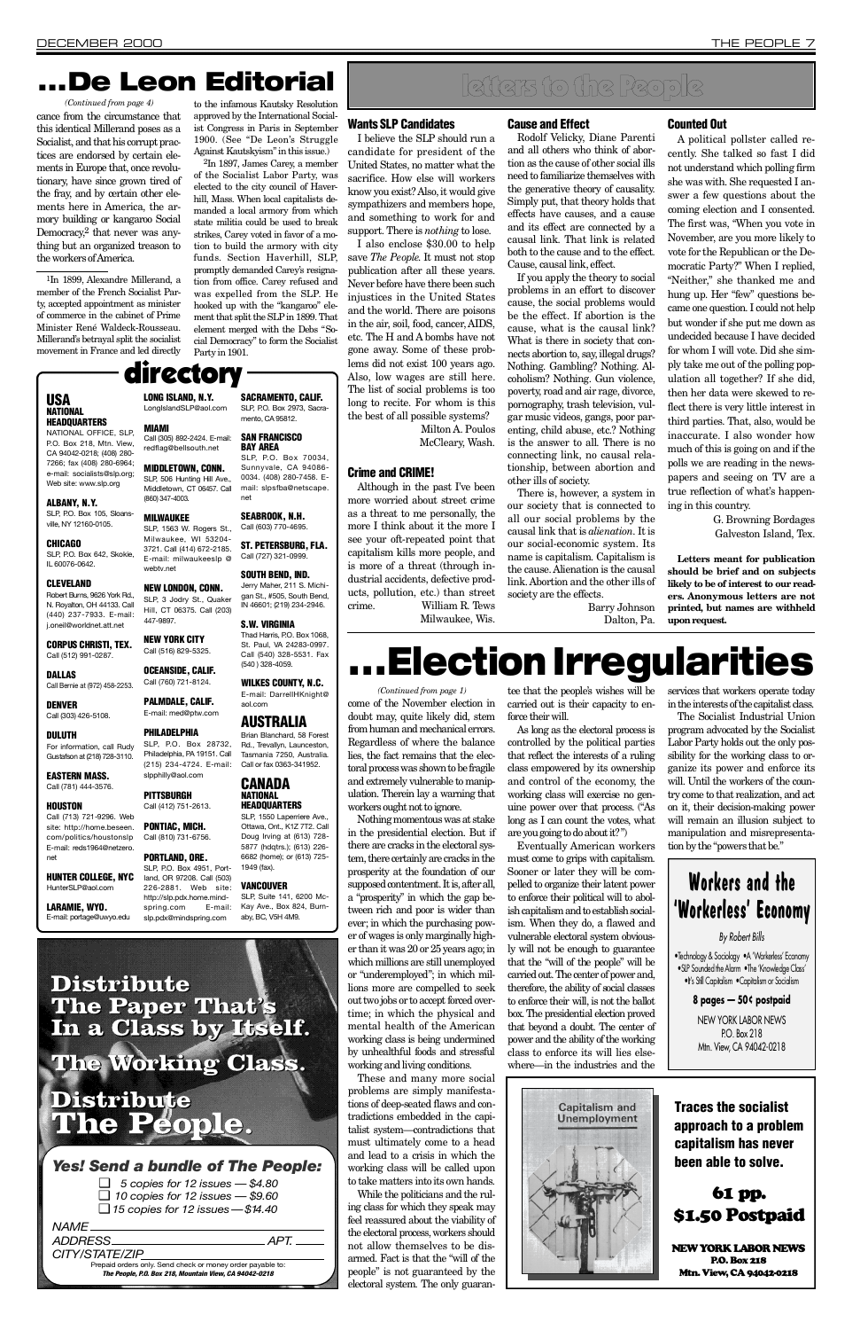# ...De Leon Editorial

*(Continued from page 4)*

cance from the circumstance that this identical Millerand poses as a Socialist, and that his corrupt practices are endorsed by certain elements in Europe that, once revolutionary, have since grown tired of the fray, and by certain other elements here in America, the armory building or kangaroo Social Democracy,[2] that never was anything but an organized treason to the workers of America.

[1]In 1899, Alexandre Millerand, a member of the French Socialist Party, accepted appointment as minister of commerce in the cabinet of Prime Minister René Waldeck-Rousseau. Millerand's betrayal split the socialist movement in France and led directly to the infamous Kautsky Resolution approved by the International Socialist Congress in Paris in September 1900. (See "De Leon's Struggle Against Kautskyism" in this issue.)

[2]In 1897, James Carey, a member of the Socialist Labor Party, was elected to the city council of Haverhill, Mass. When local capitalists demanded a local armory from which state militia could be used to break strikes, Carey voted in favor of a motion to build the armory with city funds. Section Haverhill, SLP, promptly demanded Carey's resignation from office. Carey refused and was expelled from the SLP. He hooked up with the "kangaroo" element that split the SLP in 1899. That element merged with the Debs "Social Democracy" to form the Socialist Party in 1901.

# directory

## USA

### NATIONAL HEADQUARTERS
NATIONAL OFFICE, SLP, P.O. Box 218, Mtn. View, CA 94042-0218; (408) 280-7266; fax (408) 280-6964; e-mail: socialists@slp.org; Web site: www.slp.org

**ALBANY, N.Y.**
SLP, P.O. Box 105, Sloansville, NY 12160-0105.

**CHICAGO**
SLP, P.O. Box 642, Skokie, IL 60076-0642.

**CLEVELAND**
Robert Burns, 9626 York Rd., N. Royalton, OH 44133. Call (440) 237-7933. E-mail: j.onell@worldnet.att.net

**CORPUS CHRISTI, TEX.**
Call (512) 991-0287.

**DALLAS**
Call Bernie at (972) 458-2253.

**DENVER**
Call (303) 426-5108.

**DULUTH**
For information, call Rudy Gustafson at (218) 728-3110.

**EASTERN MASS.**
Call (781) 444-3576.

**HOUSTON**
Call (713) 721-9296. Web site: http://home.beseen.com/politics/houstonslp E-mail: reds1964@netzero.net

**HUNTER COLLEGE, NYC**
HunterSLP@aol.com

**LARAMIE, WYO.**
E-mail: portage@uwyo.edu

**LONG ISLAND, N.Y.**
LongIslandSLP@aol.com

**MIAMI**
Call (305) 892-2424. E-mail: redflag@bellsouth.net

**MIDDLETOWN, CONN.**
SLP, 506 Hunting Hill Ave., Middletown, CT 06457. Call (860) 347-4003.

**MILWAUKEE**
SLP, 1563 W. Rogers St., Milwaukee, WI 53204-3721. Call (414) 672-2185. E-mail: milwaukeeslp @ webtv.net

**NEW LONDON, CONN.**
SLP, 3 Jodry St., Quaker Hill, CT 06375. Call (203) 447-9897.

**NEW YORK CITY**
Call (516) 829-5325.

**OCEANSIDE, CALIF.**
Call (760) 721-8124.

**PALMDALE, CALIF.**
E-mail: med@ptw.com

**PHILADELPHIA**
SLP, P.O. Box 28732, Philadelphia, PA 19151. Call (215) 234-4724. E-mail: slpphilly@aol.com

**PITTSBURGH**
Call (412) 751-2613.

**PONTIAC, MICH.**
Call (810) 731-6756.

**PORTLAND, ORE.**
SLP, P.O. Box 4951, Portland, OR 97208. Call (503) 226-2881. Web site: http://slp.pdx.home.mindspring.com E-mail: slp.pdx@mindspring.com

**SACRAMENTO, CALIF.**
SLP, P.O. Box 2973, Sacramento, CA 95812.

**SAN FRANCISCO BAY AREA**
SLP, P.O. Box 70034, Sunnyvale, CA 94086-0034. (408) 280-7458. E-mail: slpsfba@netscape.net

**SEABROOK, N.H.**
Call (603) 770-4695.

**ST. PETERSBURG, FLA.**
Call (727) 321-0999.

**SOUTH BEND, IND.**
Jerry Maher, 211 S. Michigan St., #505, South Bend, IN 46601; (219) 234-2946.

**S.W. VIRGINIA**
Thad Harris, P.O. Box 1068, St. Paul, VA 24283-0997. Call (540) 328-5531. Fax (540) 328-4059.

**WILKES COUNTY, N.C.**
E-mail: DarrellHKnight@aol.com

## AUSTRALIA
Brian Blanchard, 58 Forest Rd., Trevallyn, Launceston, Tasmania 7250, Australia. Call or fax 0363-341952.

## CANADA

### NATIONAL HEADQUARTERS
SLP, 1550 Laperriere Ave., Ottawa, Ont., K1Z 7T2. Call Doug Irving at (613) 728-5877 (hdqtrs.); (613) 226-6682 (home); or (613) 725-1949 (fax).

**VANCOUVER**
SLP, Suite 141, 6200 McKay Ave., Box 824, Burnaby, BC, V5H 4M9.

# Distribute The Paper That's In a Class by Itself. The Working Class. Distribute The People.

## Yes! Send a bundle of The People:

- ❑ 5 copies for 12 issues — $4.80
- ❑ 10 copies for 12 issues — $9.60
- ❑ 15 copies for 12 issues — $14.40

NAME ____________________
ADDRESS ____________________ APT. ____
CITY/STATE/ZIP ____________________

Prepaid orders only. Send check or money order payable to: ***The People, P.O. Box 218, Mountain View, CA 94042-0218***

# Letters to the People

### Wants SLP Candidates

I believe the SLP should run a candidate for president of the United States, no matter what the sacrifice. How else will workers know you exist? Also, it would give sympathizers and members hope, and something to work for and support. There is *nothing* to lose.

I also enclose $30.00 to help save *The People*. It must not stop publication after all these years. Never before have there been such injustices in the United States and the world. There are poisons in the air, soil, food, cancer, AIDS, etc. The H and A bombs have not gone away. Some of these problems did not exist 100 years ago. Also, low wages are still here. The list of social problems is too long to recite. For whom is this the best of all possible systems?

Milton A. Poulos
McCleary, Wash.

### Crime and CRIME!

Although in the past I've been more worried about street crime as a threat to me personally, the more I think about it the more I see your oft-repeated point that capitalism kills more people, and is more of a threat (through industrial accidents, defective products, pollution, etc.) than street crime.

William R. Tews
Milwaukee, Wis.

### Cause and Effect

Rodolf Velicky, Diane Parenti and all others who think of abortion as the cause of other social ills need to familiarize themselves with the generative theory of causality. Simply put, that theory holds that effects have causes, and a cause and its effect are connected by a causal link. That link is related both to the cause and to the effect. Cause, causal link, effect.

If you apply the theory to social problems in an effort to discover cause, the social problems would be the effect. If abortion is the cause, what is the causal link? What is there in society that connects abortion to, say, illegal drugs? Nothing. Gambling? Nothing. Alcoholism? Nothing. Gun violence, poverty, road and air rage, divorce, pornography, trash television, vulgar music videos, gangs, poor parenting, child abuse, etc.? Nothing is the answer to all. There is no connecting link, no causal relationship, between abortion and other ills of society.

There is, however, a system in our society that is connected to all our social problems by the causal link that is *alienation*. It is our social-economic system. Its name is capitalism. Capitalism is the cause. Alienation is the causal link. Abortion and the other ills of society are the effects.

Barry Johnson
Dalton, Pa.

### Counted Out

A political pollster called recently. She talked so fast I did not understand which polling firm she was with. She requested I answer a few questions about the coming election and I consented. The first was, "When you vote in November, are you more likely to vote for the Republican or the Democratic Party?" When I replied, "Neither," she thanked me and hung up. Her "few" questions became one question. I could not help but wonder if she put me down as undecided because I have decided for whom I will vote. Did she simply take me out of the polling population all together? If she did, then her data were skewed to reflect there is very little interest in third parties. That, also, would be inaccurate. I also wonder how much of this is going on and if the polls we are reading in the newspapers and seeing on TV are a true reflection of what's happening in this country.

G. Browning Bordages
Galveston Island, Tex.

**Letters meant for publication should be brief and on subjects likely to be of interest to our readers. Anonymous letters are not printed, but names are withheld upon request.**

# ...Election Irregularities

*(Continued from page 1)*

come of the November election in doubt may, quite likely did, stem from human and mechanical errors. Regardless of where the balance lies, the fact remains that the electoral process was shown to be fragile and extremely vulnerable to manipulation. Therein lay a warning that workers ought not to ignore.

Nothing momentous was at stake in the presidential election. But if there are cracks in the electoral system, there certainly are cracks in the prosperity at the foundation of our supposed contentment. It is, after all, a "prosperity" in which the gap between rich and poor is wider than ever; in which the purchasing power of wages is only marginally higher than it was 20 or 25 years ago; in which millions are still unemployed or "underemployed"; in which millions more are compelled to seek out two jobs or to accept forced overtime; in which the physical and mental health of the American working class is being undermined by unhealthful foods and stressful working and living conditions.

These and many more social problems are simply manifestations of deep-seated flaws and contradictions embedded in the capitalist system—contradictions that must ultimately come to a head and lead to a crisis in which the working class will be called upon to take matters into its own hands.

While the politicians and the ruling class for which they speak may feel reassured about the viability of the electoral process, workers should not allow themselves to be disarmed. Fact is that the "will of the people" is not guaranteed by the electoral system. The only guarantee that the people's wishes will be carried out is their capacity to enforce their will.

As long as the electoral process is controlled by the political parties that reflect the interests of a ruling class empowered by its ownership and control of the economy, the working class will exercise no genuine power over that process. ("As long as I can count the votes, what are you going to do about it?")

Eventually American workers must come to grips with capitalism. Sooner or later they will be compelled to organize their latent power to enforce their political will to abolish capitalism and to establish socialism. When they do, a flawed and vulnerable electoral system obviously will not be enough to guarantee that the "will of the people" will be carried out. The center of power and, therefore, the ability of social classes to enforce their will, is not the ballot box. The presidential election proved that beyond a doubt. The center of power and the ability of the working class to enforce its will lies elsewhere—in the industries and the services that workers operate today in the interests of the capitalist class.

The Socialist Industrial Union program advocated by the Socialist Labor Party holds out the only possibility for the working class to organize its power and enforce its will. Until the workers of the country come to that realization, and act on it, their decision-making power will remain an illusion subject to manipulation and misrepresentation by the "powers that be."

# Workers and the 'Workerless' Economy

*By Robert Bills*

- •Technology & Sociology •A 'Workerless' Economy
- •SLP Sounded the Alarm •The 'Knowledge Class'
- •It's Still Capitalism •Capitalism or Socialism

**8 pages — 50¢ postpaid**

NEW YORK LABOR NEWS
P.O. Box 218
Mtn. View, CA 94042-0218

Capitalism and Unemployment

**Traces the socialist approach to a problem capitalism has never been able to solve.**

**61 pp. $1.50 Postpaid**

**NEW YORK LABOR NEWS**
**P.O. Box 218**
**Mtn. View, CA 94042-0218**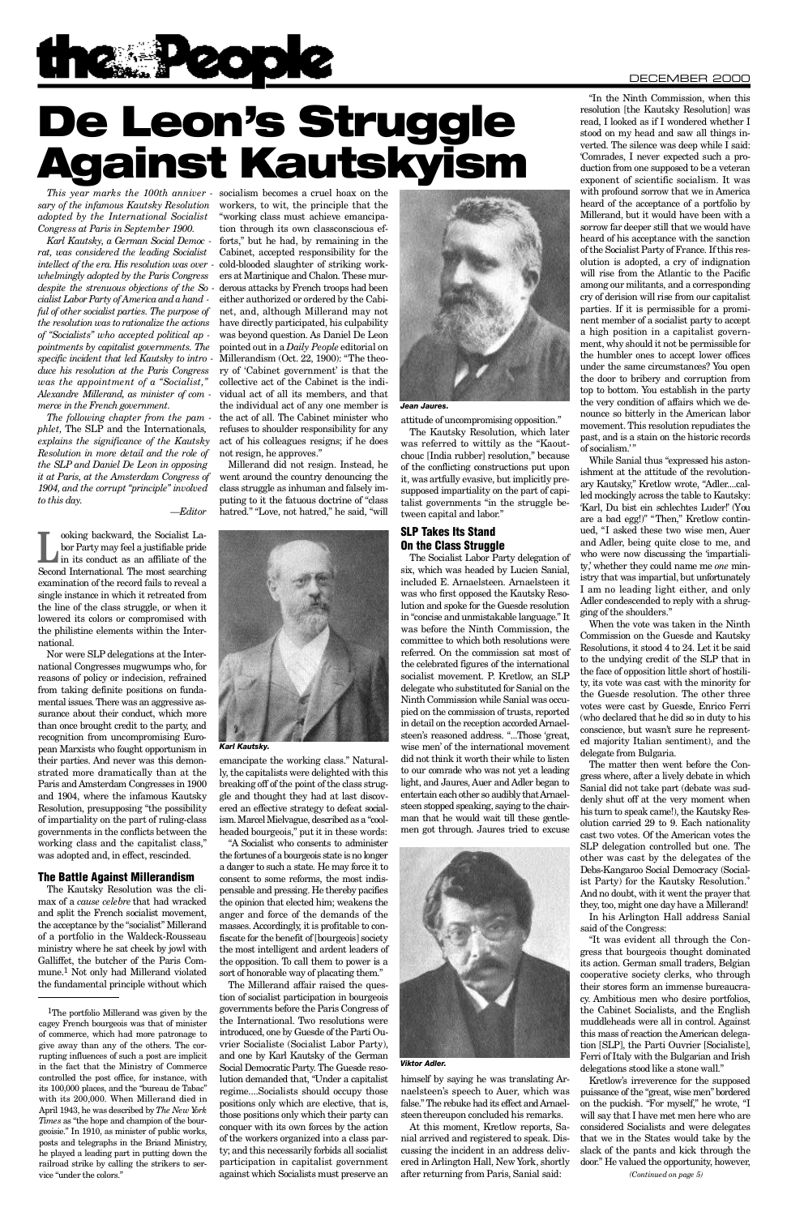# De Leon's Struggle Against Kautskyism

*This year marks the 100th anniversary of the infamous Kautsky Resolution adopted by the International Socialist Congress at Paris in September 1900.*

*Karl Kautsky, a German Social Democrat, was considered the leading Socialist intellect of the era. His resolution was overwhelmingly adopted by the Paris Congress despite the strenuous objections of the Socialist Labor Party of America and a handful of other socialist parties. The purpose of the resolution was to rationalize the actions of "Socialists" who accepted political appointments by capitalist governments. The specific incident that led Kautsky to introduce his resolution at the Paris Congress was the appointment of a "Socialist," Alexandre Millerand, as minister of commerce in the French government.*

*The following chapter from the pamphlet,* The SLP and the Internationals, *explains the significance of the Kautsky Resolution in more detail and the role of the SLP and Daniel De Leon in opposing it at Paris, at the Amsterdam Congress of 1904, and the corrupt "principle" involved to this day.*

*—Editor*

Looking backward, the Socialist Labor Party may feel a justifiable pride in its conduct as an affiliate of the Second International. The most searching examination of the record fails to reveal a single instance in which it retreated from the line of the class struggle, or when it lowered its colors or compromised with the philistine elements within the International.

Nor were SLP delegations at the International Congresses mugwumps who, for reasons of policy or indecision, refrained from taking definite positions on fundamental issues. There was an aggressive assurance about their conduct, which more than once brought credit to the party, and recognition from uncompromising European Marxists who fought opportunism in their parties. And never was this demonstrated more dramatically than at the Paris and Amsterdam Congresses in 1900 and 1904, where the infamous Kautsky Resolution, presupposing "the possibility of impartiality on the part of ruling-class governments in the conflicts between the working class and the capitalist class," was adopted and, in effect, rescinded.

## The Battle Against Millerandism

The Kautsky Resolution was the climax of a *cause celebre* that had wracked and split the French socialist movement, the acceptance by the "socialist" Millerand of a portfolio in the Waldeck-Rousseau ministry where he sat cheek by jowl with Galliffet, the butcher of the Paris Commune.[1] Not only had Millerand violated the fundamental principle without which socialism becomes a cruel hoax on the workers, to wit, the principle that the "working class must achieve emancipation through its own classconscious efforts," but he had, by remaining in the Cabinet, accepted responsibility for the cold-blooded slaughter of striking workers at Martinique and Chalon. These murderous attacks by French troops had been either authorized or ordered by the Cabinet, and, although Millerand may not have directly participated, his culpability was beyond question. As Daniel De Leon pointed out in a *Daily People* editorial on Millerandism (Oct. 22, 1900): "The theory of 'Cabinet government' is that the collective act of the Cabinet is the individual act of all its members, and that the individual act of any one member is the act of all. The Cabinet minister who refuses to shoulder responsibility for any act of his colleagues resigns; if he does not resign, he approves."

Millerand did not resign. Instead, he went around the country denouncing the class struggle as inhuman and falsely imputing to it the fatuous doctrine of "class hatred." "Love, not hatred," he said, "will emancipate the working class." Naturally, the capitalists were delighted with this breaking off of the point of the class struggle and thought they had at last discovered an effective strategy to defeat socialism. Marcel Mielvague, described as a "coolheaded bourgeois," put it in these words:

"A Socialist who consents to administer the fortunes of a bourgeois state is no longer a danger to such a state. He may force it to consent to some reforms, the most indispensable and pressing. He thereby pacifies the opinion that elected him; weakens the anger and force of the demands of the masses. Accordingly, it is profitable to confiscate for the benefit of [bourgeois] society the most intelligent and ardent leaders of the opposition. To call them to power is a sort of honorable way of placating them."

The Millerand affair raised the question of socialist participation in bourgeois governments before the Paris Congress of the International. Two resolutions were introduced, one by Guesde of the Parti Ouvrier Socialiste (Socialist Labor Party), and one by Karl Kautsky of the German Social Democratic Party. The Guesde resolution demanded that, "Under a capitalist regime....Socialists should occupy those positions only which are elective, that is, those positions only which their party can conquer with its own forces by the action of the workers organized into a class party; and this necessarily forbids all socialist participation in capitalist government against which Socialists must preserve an attitude of uncompromising opposition."

*Karl Kautsky.*

*Jean Jaures.*

The Kautsky Resolution, which later was referred to wittily as the "Kaoutchouc [India rubber] resolution," because of the conflicting constructions put upon it, was artfully evasive, but implicitly presupposed impartiality on the part of capitalist governments "in the struggle between capital and labor."

## SLP Takes Its Stand On the Class Struggle

The Socialist Labor Party delegation of six, which was headed by Lucien Sanial, included E. Arnaelsteen. Arnaelsteen it was who first opposed the Kautsky Resolution and spoke for the Guesde resolution in "concise and unmistakable language." It was before the Ninth Commission, the committee to which both resolutions were referred. On the commission sat most of the celebrated figures of the international socialist movement. P. Kretlow, an SLP delegate who substituted for Sanial on the Ninth Commission while Sanial was occupied on the commission of trusts, reported in detail on the reception accorded Arnaelsteen's reasoned address. "...Those 'great, wise men' of the international movement did not think it worth their while to listen to our comrade who was not yet a leading light, and Jaures, Auer and Adler began to entertain each other so audibly that Arnaelsteen stopped speaking, saying to the chairman that he would wait till these gentlemen got through. Jaures tried to excuse himself by saying he was translating Arnaelsteen's speech to Auer, which was false." The rebuke had its effect and Arnaelsteen thereupon concluded his remarks.

*Viktor Adler.*

At this moment, Kretlow reports, Sanial arrived and registered to speak. Discussing the incident in an address delivered in Arlington Hall, New York, shortly after returning from Paris, Sanial said:

"In the Ninth Commission, when this resolution [the Kautsky Resolution] was read, I looked as if I wondered whether I stood on my head and saw all things inverted. The silence was deep while I said: 'Comrades, I never expected such a production from one supposed to be a veteran exponent of scientific socialism. It was with profound sorrow that we in America heard of the acceptance of a portfolio by Millerand, but it would have been with a sorrow far deeper still that we would have heard of his acceptance with the sanction of the Socialist Party of France. If this resolution is adopted, a cry of indignation will rise from the Atlantic to the Pacific among our militants, and a corresponding cry of derision will rise from our capitalist parties. If it is permissible for a prominent member of a socialist party to accept a high position in a capitalist government, why should it not be permissible for the humbler ones to accept lower offices under the same circumstances? You open the door to bribery and corruption from top to bottom. You establish in the party the very condition of affairs which we denounce so bitterly in the American labor movement. This resolution repudiates the past, and is a stain on the historic records of socialism.' "

While Sanial thus "expressed his astonishment at the attitude of the revolutionary Kautsky," Kretlow wrote, "Adler....called mockingly across the table to Kautsky: 'Karl, Du bist ein schlechtes Luder!' (You are a bad egg!)" "Then," Kretlow continued, "I asked these two wise men, Auer and Adler, being quite close to me, and who were now discussing the 'impartiality,' whether they could name me *one* ministry that was impartial, but unfortunately I am no leading light either, and only Adler condescended to reply with a shrugging of the shoulders."

When the vote was taken in the Ninth Commission on the Guesde and Kautsky Resolutions, it stood 4 to 24. Let it be said to the undying credit of the SLP that in the face of opposition little short of hostility, its vote was cast with the minority for the Guesde resolution. The other three votes were cast by Guesde, Enrico Ferri (who declared that he did so in duty to his conscience, but wasn't sure he represented majority Italian sentiment), and the delegate from Bulgaria.

The matter then went before the Congress where, after a lively debate in which Sanial did not take part (debate was suddenly shut off at the very moment when his turn to speak came!), the Kautsky Resolution carried 29 to 9. Each nationality cast two votes. Of the American votes the SLP delegation controlled but one. The other was cast by the delegates of the Debs-Kangaroo Social Democracy (Socialist Party) for the Kautsky Resolution.* And no doubt, with it went the prayer that they, too, might one day have a Millerand!

In his Arlington Hall address Sanial said of the Congress:

"It was evident all through the Congress that bourgeois thought dominated its action. German small traders, Belgian cooperative society clerks, who through their stores form an immense bureaucracy. Ambitious men who desire portfolios, the Cabinet Socialists, and the English muddleheads were all in control. Against this mass of reaction the American delegation [SLP], the Parti Ouvrier [Socialiste], Ferri of Italy with the Bulgarian and Irish delegations stood like a stone wall."

Kretlow's irreverence for the supposed puissance of the "great, wise men" bordered on the puckish. "For myself," he wrote, "I will say that I have met men here who are considered Socialists and were delegates that we in the States would take by the slack of the pants and kick through the door." He valued the opportunity, however,

*(Continued on page 5)*

---

[1] The portfolio Millerand was given by the cagey French bourgeois was that of minister of commerce, which had more patronage to give away than any of the others. The corrupting influences of such a post are implicit in the fact that the Ministry of Commerce controlled the post office, for instance, with its 100,000 places, and the "bureau de Tabac" with its 200,000. When Millerand died in April 1943, he was described by *The New York Times* as "the hope and champion of the bourgeoisie." In 1910, as minister of public works, posts and telegraphs in the Briand Ministry, he played a leading part in putting down the railroad strike by calling the strikers to service "under the colors."